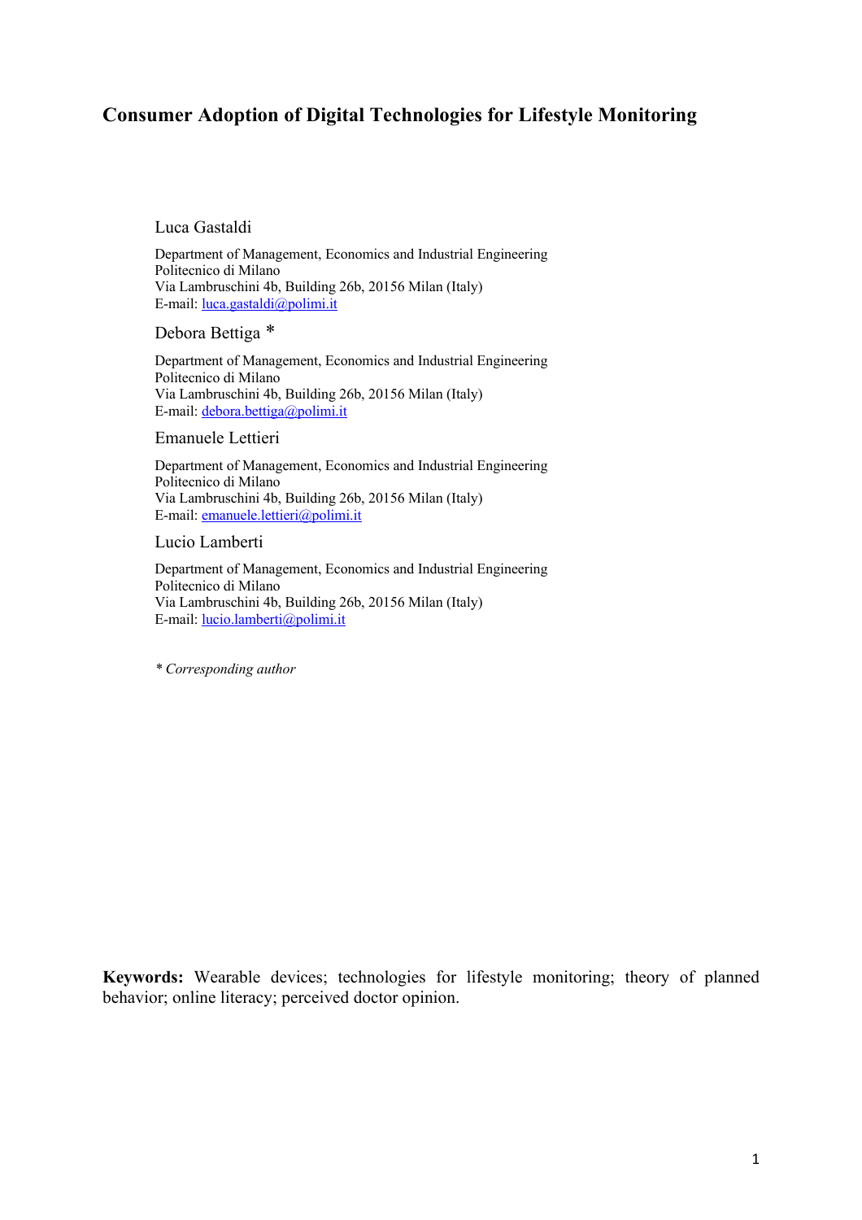# Consumer Adoption of Digital Technologies for Lifestyle Monitoring

Luca Gastaldi

Department of Management, Economics and Industrial Engineering
Politecnico di Milano
Via Lambruschini 4b, Building 26b, 20156 Milan (Italy)
E-mail: luca.gastaldi@polimi.it

Debora Bettiga *

Department of Management, Economics and Industrial Engineering
Politecnico di Milano
Via Lambruschini 4b, Building 26b, 20156 Milan (Italy)
E-mail: debora.bettiga@polimi.it

Emanuele Lettieri

Department of Management, Economics and Industrial Engineering
Politecnico di Milano
Via Lambruschini 4b, Building 26b, 20156 Milan (Italy)
E-mail: emanuele.lettieri@polimi.it

Lucio Lamberti

Department of Management, Economics and Industrial Engineering
Politecnico di Milano
Via Lambruschini 4b, Building 26b, 20156 Milan (Italy)
E-mail: lucio.lamberti@polimi.it

*\* Corresponding author*

**Keywords:** Wearable devices; technologies for lifestyle monitoring; theory of planned behavior; online literacy; perceived doctor opinion.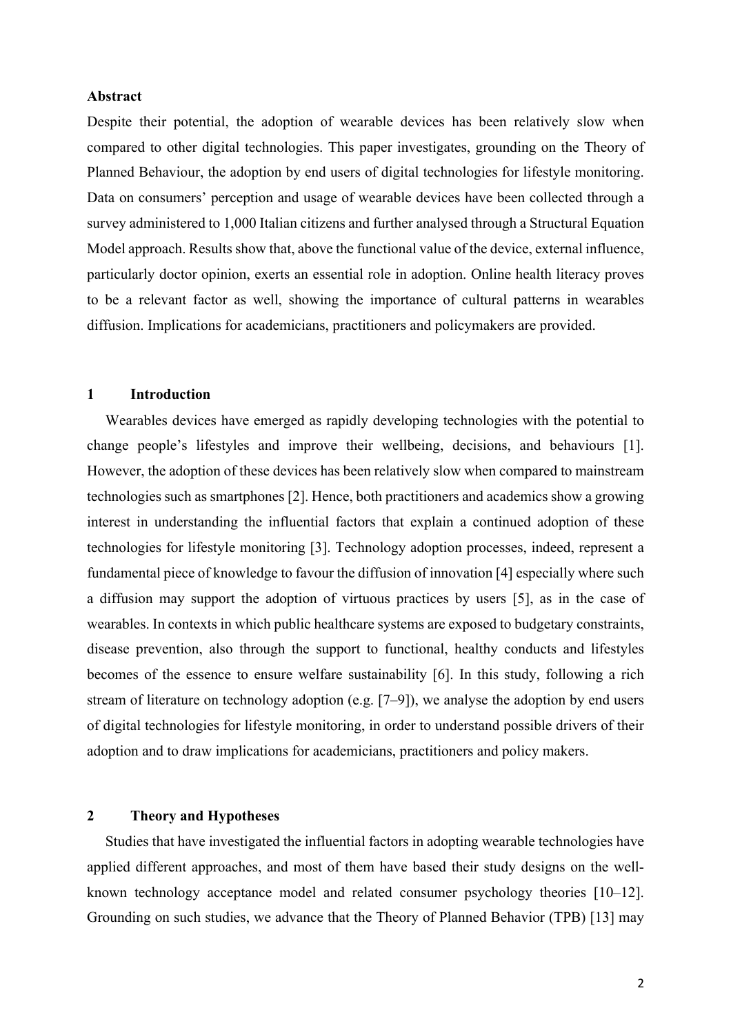## Abstract

Despite their potential, the adoption of wearable devices has been relatively slow when compared to other digital technologies. This paper investigates, grounding on the Theory of Planned Behaviour, the adoption by end users of digital technologies for lifestyle monitoring. Data on consumers' perception and usage of wearable devices have been collected through a survey administered to 1,000 Italian citizens and further analysed through a Structural Equation Model approach. Results show that, above the functional value of the device, external influence, particularly doctor opinion, exerts an essential role in adoption. Online health literacy proves to be a relevant factor as well, showing the importance of cultural patterns in wearables diffusion. Implications for academicians, practitioners and policymakers are provided.

## 1 Introduction

Wearables devices have emerged as rapidly developing technologies with the potential to change people's lifestyles and improve their wellbeing, decisions, and behaviours [1]. However, the adoption of these devices has been relatively slow when compared to mainstream technologies such as smartphones [2]. Hence, both practitioners and academics show a growing interest in understanding the influential factors that explain a continued adoption of these technologies for lifestyle monitoring [3]. Technology adoption processes, indeed, represent a fundamental piece of knowledge to favour the diffusion of innovation [4] especially where such a diffusion may support the adoption of virtuous practices by users [5], as in the case of wearables. In contexts in which public healthcare systems are exposed to budgetary constraints, disease prevention, also through the support to functional, healthy conducts and lifestyles becomes of the essence to ensure welfare sustainability [6]. In this study, following a rich stream of literature on technology adoption (e.g. [7–9]), we analyse the adoption by end users of digital technologies for lifestyle monitoring, in order to understand possible drivers of their adoption and to draw implications for academicians, practitioners and policy makers.

## 2 Theory and Hypotheses

Studies that have investigated the influential factors in adopting wearable technologies have applied different approaches, and most of them have based their study designs on the well-known technology acceptance model and related consumer psychology theories [10–12]. Grounding on such studies, we advance that the Theory of Planned Behavior (TPB) [13] may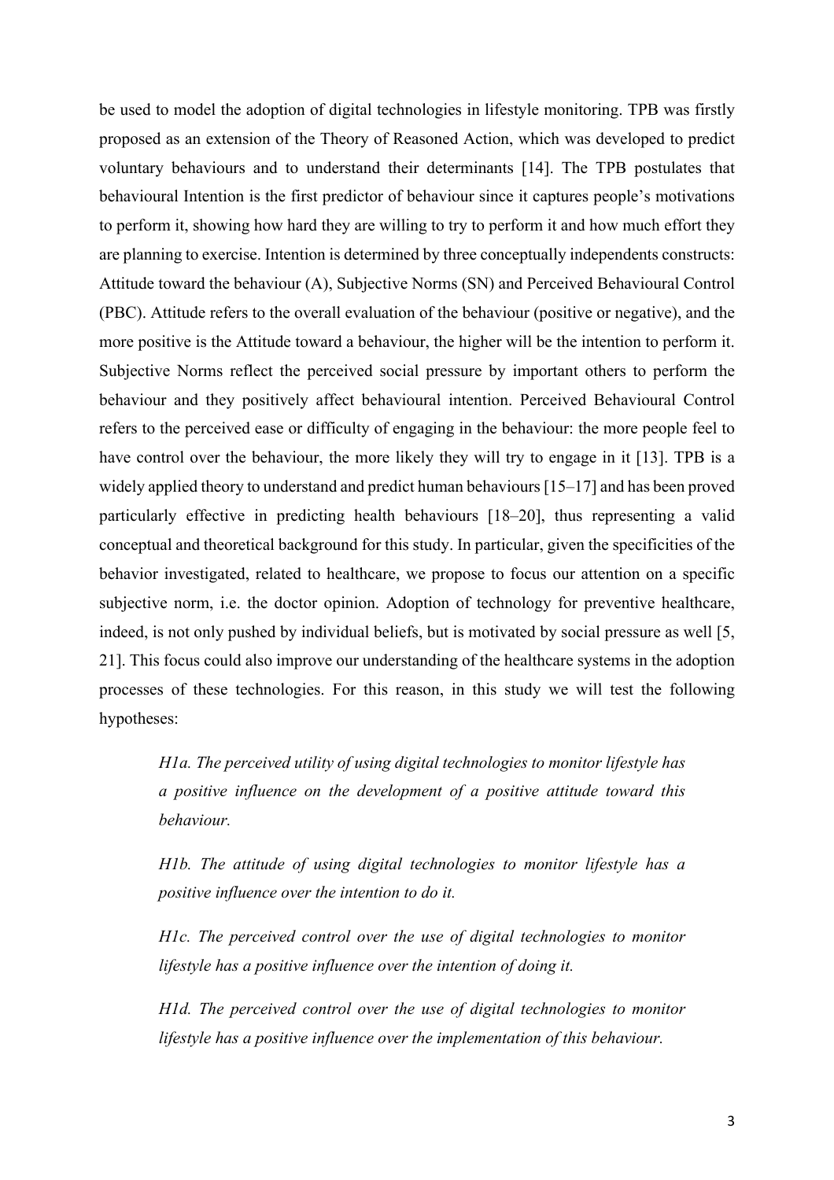be used to model the adoption of digital technologies in lifestyle monitoring. TPB was firstly proposed as an extension of the Theory of Reasoned Action, which was developed to predict voluntary behaviours and to understand their determinants [14]. The TPB postulates that behavioural Intention is the first predictor of behaviour since it captures people's motivations to perform it, showing how hard they are willing to try to perform it and how much effort they are planning to exercise. Intention is determined by three conceptually independents constructs: Attitude toward the behaviour (A), Subjective Norms (SN) and Perceived Behavioural Control (PBC). Attitude refers to the overall evaluation of the behaviour (positive or negative), and the more positive is the Attitude toward a behaviour, the higher will be the intention to perform it. Subjective Norms reflect the perceived social pressure by important others to perform the behaviour and they positively affect behavioural intention. Perceived Behavioural Control refers to the perceived ease or difficulty of engaging in the behaviour: the more people feel to have control over the behaviour, the more likely they will try to engage in it [13]. TPB is a widely applied theory to understand and predict human behaviours [15–17] and has been proved particularly effective in predicting health behaviours [18–20], thus representing a valid conceptual and theoretical background for this study. In particular, given the specificities of the behavior investigated, related to healthcare, we propose to focus our attention on a specific subjective norm, i.e. the doctor opinion. Adoption of technology for preventive healthcare, indeed, is not only pushed by individual beliefs, but is motivated by social pressure as well [5, 21]. This focus could also improve our understanding of the healthcare systems in the adoption processes of these technologies. For this reason, in this study we will test the following hypotheses:

> *H1a. The perceived utility of using digital technologies to monitor lifestyle has a positive influence on the development of a positive attitude toward this behaviour.*
>
> *H1b. The attitude of using digital technologies to monitor lifestyle has a positive influence over the intention to do it.*
>
> *H1c. The perceived control over the use of digital technologies to monitor lifestyle has a positive influence over the intention of doing it.*
>
> *H1d. The perceived control over the use of digital technologies to monitor lifestyle has a positive influence over the implementation of this behaviour.*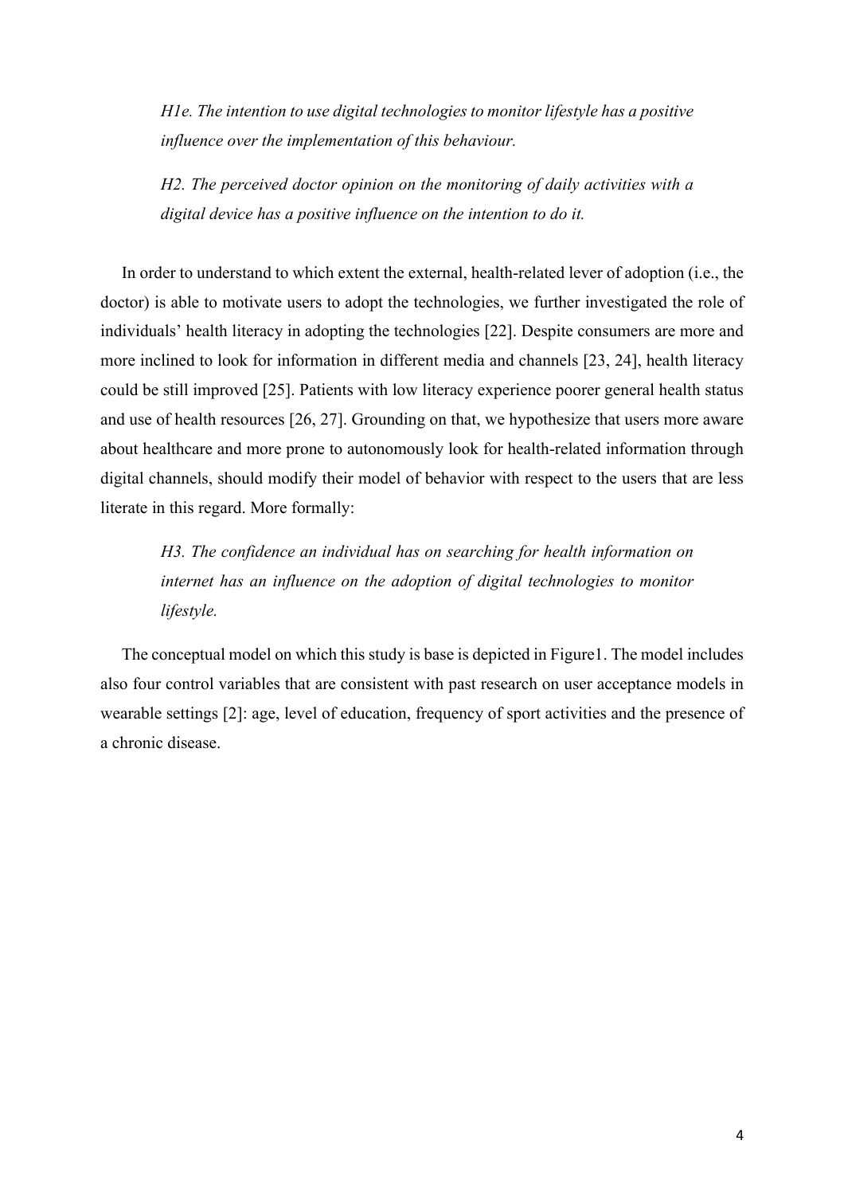*H1e. The intention to use digital technologies to monitor lifestyle has a positive influence over the implementation of this behaviour.*

*H2. The perceived doctor opinion on the monitoring of daily activities with a digital device has a positive influence on the intention to do it.*

In order to understand to which extent the external, health-related lever of adoption (i.e., the doctor) is able to motivate users to adopt the technologies, we further investigated the role of individuals' health literacy in adopting the technologies [22]. Despite consumers are more and more inclined to look for information in different media and channels [23, 24], health literacy could be still improved [25]. Patients with low literacy experience poorer general health status and use of health resources [26, 27]. Grounding on that, we hypothesize that users more aware about healthcare and more prone to autonomously look for health-related information through digital channels, should modify their model of behavior with respect to the users that are less literate in this regard. More formally:

*H3. The confidence an individual has on searching for health information on internet has an influence on the adoption of digital technologies to monitor lifestyle.*

The conceptual model on which this study is base is depicted in Figure1. The model includes also four control variables that are consistent with past research on user acceptance models in wearable settings [2]: age, level of education, frequency of sport activities and the presence of a chronic disease.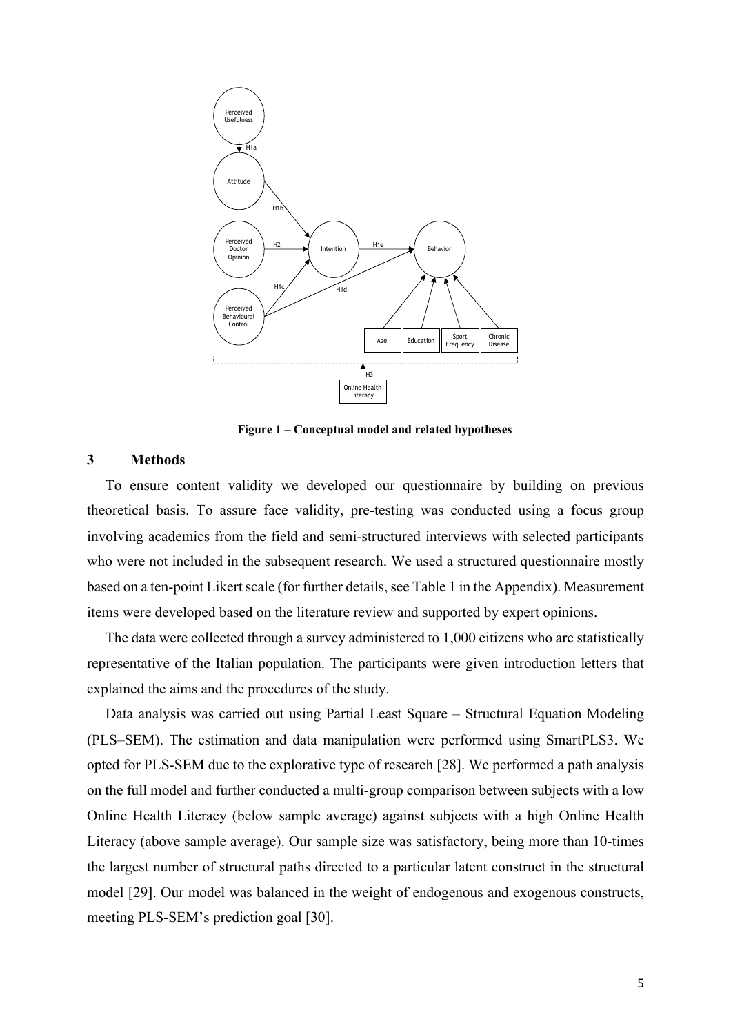Figure 1 – Conceptual model and related hypotheses

## 3 Methods

To ensure content validity we developed our questionnaire by building on previous theoretical basis. To assure face validity, pre-testing was conducted using a focus group involving academics from the field and semi-structured interviews with selected participants who were not included in the subsequent research. We used a structured questionnaire mostly based on a ten-point Likert scale (for further details, see Table 1 in the Appendix). Measurement items were developed based on the literature review and supported by expert opinions.

The data were collected through a survey administered to 1,000 citizens who are statistically representative of the Italian population. The participants were given introduction letters that explained the aims and the procedures of the study.

Data analysis was carried out using Partial Least Square – Structural Equation Modeling (PLS–SEM). The estimation and data manipulation were performed using SmartPLS3. We opted for PLS-SEM due to the explorative type of research [28]. We performed a path analysis on the full model and further conducted a multi-group comparison between subjects with a low Online Health Literacy (below sample average) against subjects with a high Online Health Literacy (above sample average). Our sample size was satisfactory, being more than 10-times the largest number of structural paths directed to a particular latent construct in the structural model [29]. Our model was balanced in the weight of endogenous and exogenous constructs, meeting PLS-SEM's prediction goal [30].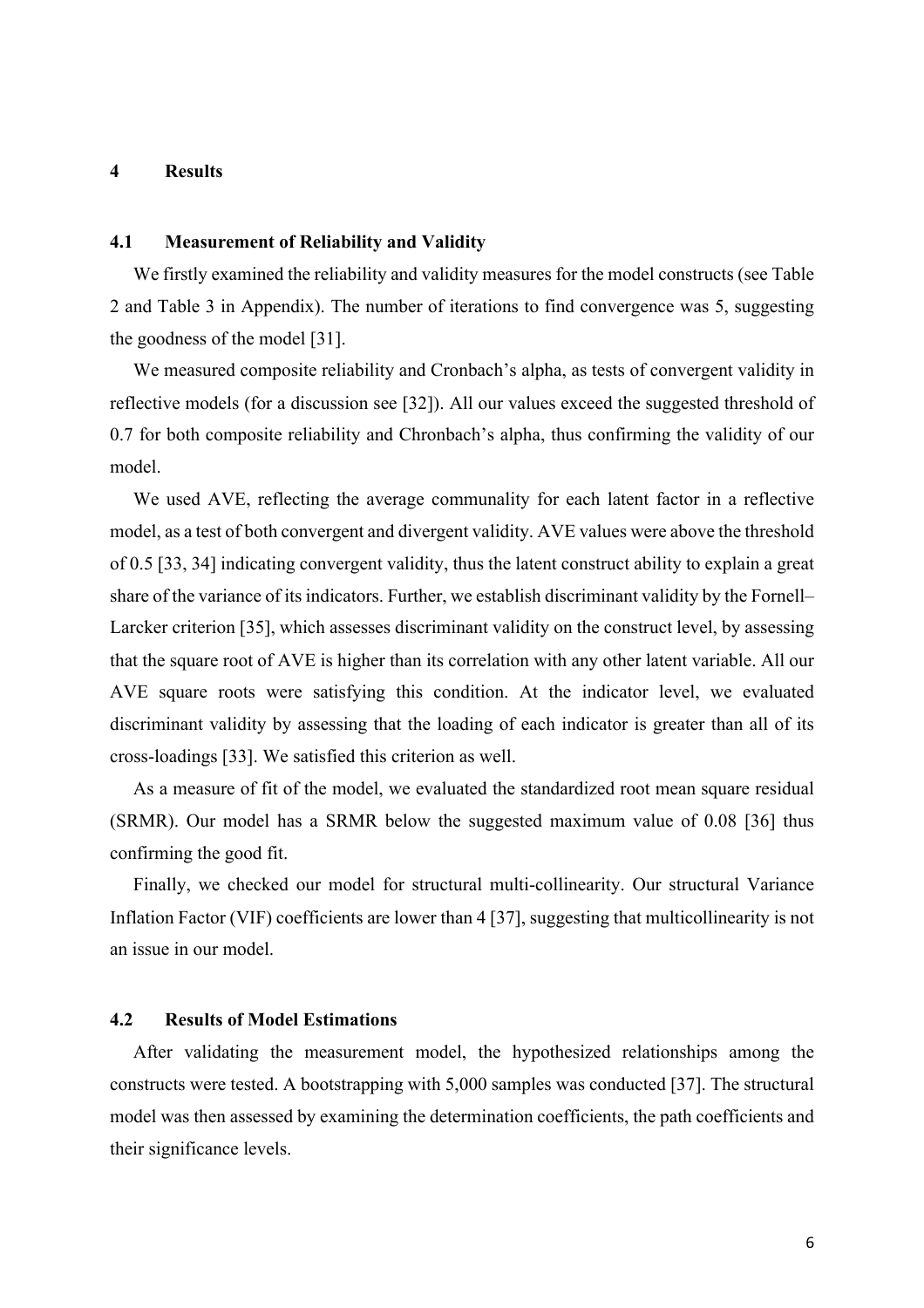# 4 Results

## 4.1 Measurement of Reliability and Validity

We firstly examined the reliability and validity measures for the model constructs (see Table 2 and Table 3 in Appendix). The number of iterations to find convergence was 5, suggesting the goodness of the model [31].

We measured composite reliability and Cronbach's alpha, as tests of convergent validity in reflective models (for a discussion see [32]). All our values exceed the suggested threshold of 0.7 for both composite reliability and Chronbach's alpha, thus confirming the validity of our model.

We used AVE, reflecting the average communality for each latent factor in a reflective model, as a test of both convergent and divergent validity. AVE values were above the threshold of 0.5 [33, 34] indicating convergent validity, thus the latent construct ability to explain a great share of the variance of its indicators. Further, we establish discriminant validity by the Fornell–Larcker criterion [35], which assesses discriminant validity on the construct level, by assessing that the square root of AVE is higher than its correlation with any other latent variable. All our AVE square roots were satisfying this condition. At the indicator level, we evaluated discriminant validity by assessing that the loading of each indicator is greater than all of its cross-loadings [33]. We satisfied this criterion as well.

As a measure of fit of the model, we evaluated the standardized root mean square residual (SRMR). Our model has a SRMR below the suggested maximum value of 0.08 [36] thus confirming the good fit.

Finally, we checked our model for structural multi-collinearity. Our structural Variance Inflation Factor (VIF) coefficients are lower than 4 [37], suggesting that multicollinearity is not an issue in our model.

## 4.2 Results of Model Estimations

After validating the measurement model, the hypothesized relationships among the constructs were tested. A bootstrapping with 5,000 samples was conducted [37]. The structural model was then assessed by examining the determination coefficients, the path coefficients and their significance levels.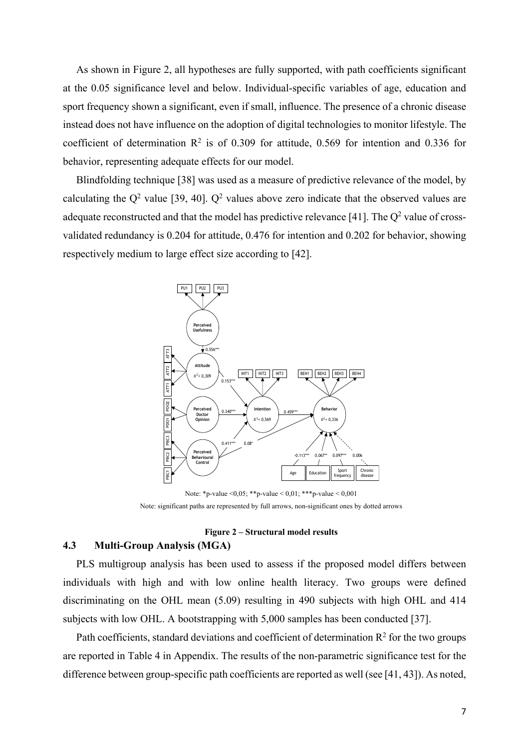As shown in Figure 2, all hypotheses are fully supported, with path coefficients significant at the 0.05 significance level and below. Individual-specific variables of age, education and sport frequency shown a significant, even if small, influence. The presence of a chronic disease instead does not have influence on the adoption of digital technologies to monitor lifestyle. The coefficient of determination $R^2$ is of 0.309 for attitude, 0.569 for intention and 0.336 for behavior, representing adequate effects for our model.

Blindfolding technique [38] was used as a measure of predictive relevance of the model, by calculating the $Q^2$ value [39, 40]. $Q^2$ values above zero indicate that the observed values are adequate reconstructed and that the model has predictive relevance [41]. The $Q^2$ value of cross-validated redundancy is 0.204 for attitude, 0.476 for intention and 0.202 for behavior, showing respectively medium to large effect size according to [42].

Note: *p-value <0,05; **p-value < 0,01; ***p-value < 0,001

Note: significant paths are represented by full arrows, non-significant ones by dotted arrows

**Figure 2 – Structural model results**

## 4.3 Multi-Group Analysis (MGA)

PLS multigroup analysis has been used to assess if the proposed model differs between individuals with high and with low online health literacy. Two groups were defined discriminating on the OHL mean (5.09) resulting in 490 subjects with high OHL and 414 subjects with low OHL. A bootstrapping with 5,000 samples has been conducted [37].

Path coefficients, standard deviations and coefficient of determination $R^2$ for the two groups are reported in Table 4 in Appendix. The results of the non-parametric significance test for the difference between group-specific path coefficients are reported as well (see [41, 43]). As noted,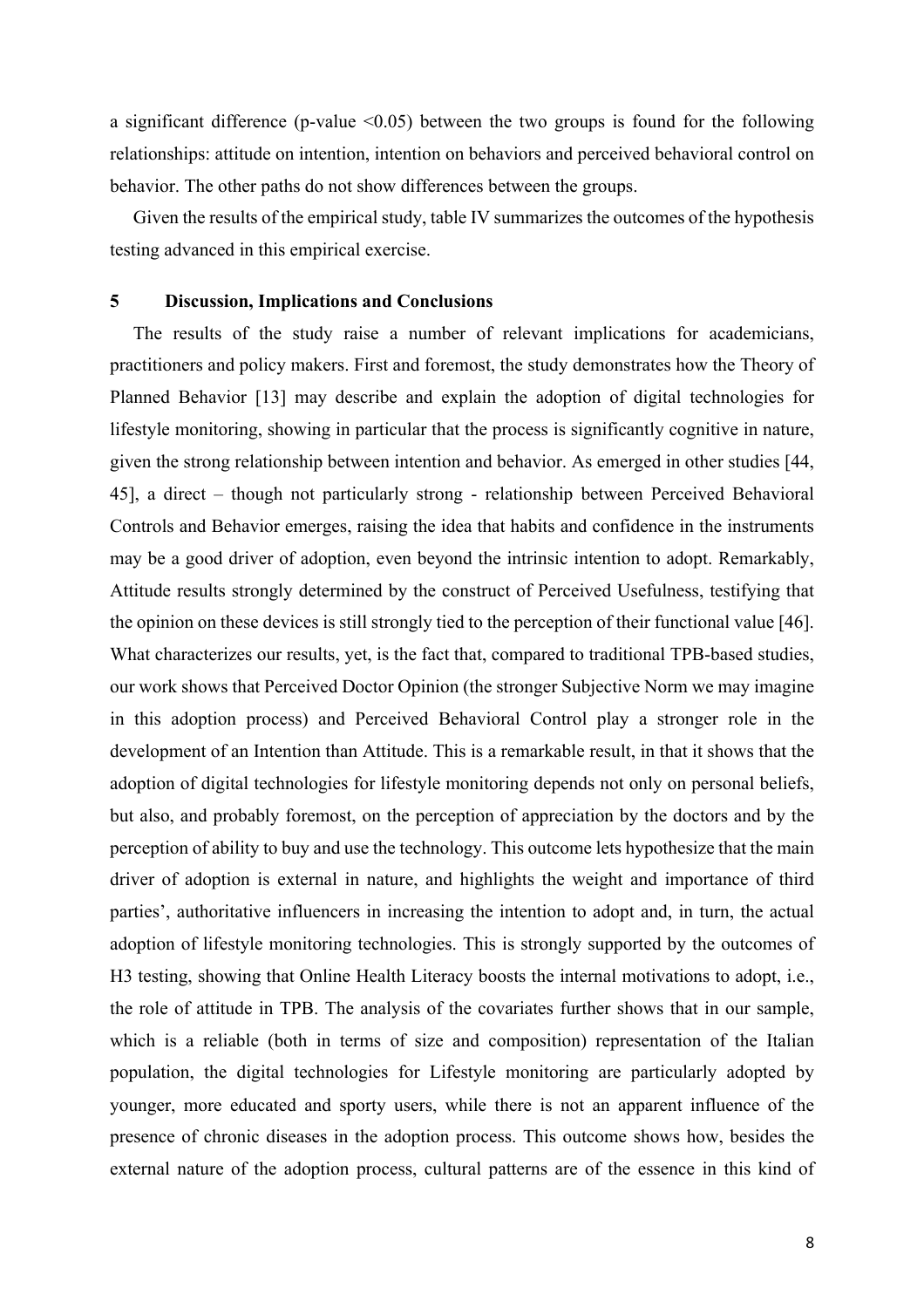a significant difference (p-value $<0.05$) between the two groups is found for the following relationships: attitude on intention, intention on behaviors and perceived behavioral control on behavior. The other paths do not show differences between the groups.

Given the results of the empirical study, table IV summarizes the outcomes of the hypothesis testing advanced in this empirical exercise.

## 5 Discussion, Implications and Conclusions

The results of the study raise a number of relevant implications for academicians, practitioners and policy makers. First and foremost, the study demonstrates how the Theory of Planned Behavior [13] may describe and explain the adoption of digital technologies for lifestyle monitoring, showing in particular that the process is significantly cognitive in nature, given the strong relationship between intention and behavior. As emerged in other studies [44, 45], a direct – though not particularly strong - relationship between Perceived Behavioral Controls and Behavior emerges, raising the idea that habits and confidence in the instruments may be a good driver of adoption, even beyond the intrinsic intention to adopt. Remarkably, Attitude results strongly determined by the construct of Perceived Usefulness, testifying that the opinion on these devices is still strongly tied to the perception of their functional value [46]. What characterizes our results, yet, is the fact that, compared to traditional TPB-based studies, our work shows that Perceived Doctor Opinion (the stronger Subjective Norm we may imagine in this adoption process) and Perceived Behavioral Control play a stronger role in the development of an Intention than Attitude. This is a remarkable result, in that it shows that the adoption of digital technologies for lifestyle monitoring depends not only on personal beliefs, but also, and probably foremost, on the perception of appreciation by the doctors and by the perception of ability to buy and use the technology. This outcome lets hypothesize that the main driver of adoption is external in nature, and highlights the weight and importance of third parties', authoritative influencers in increasing the intention to adopt and, in turn, the actual adoption of lifestyle monitoring technologies. This is strongly supported by the outcomes of H3 testing, showing that Online Health Literacy boosts the internal motivations to adopt, i.e., the role of attitude in TPB. The analysis of the covariates further shows that in our sample, which is a reliable (both in terms of size and composition) representation of the Italian population, the digital technologies for Lifestyle monitoring are particularly adopted by younger, more educated and sporty users, while there is not an apparent influence of the presence of chronic diseases in the adoption process. This outcome shows how, besides the external nature of the adoption process, cultural patterns are of the essence in this kind of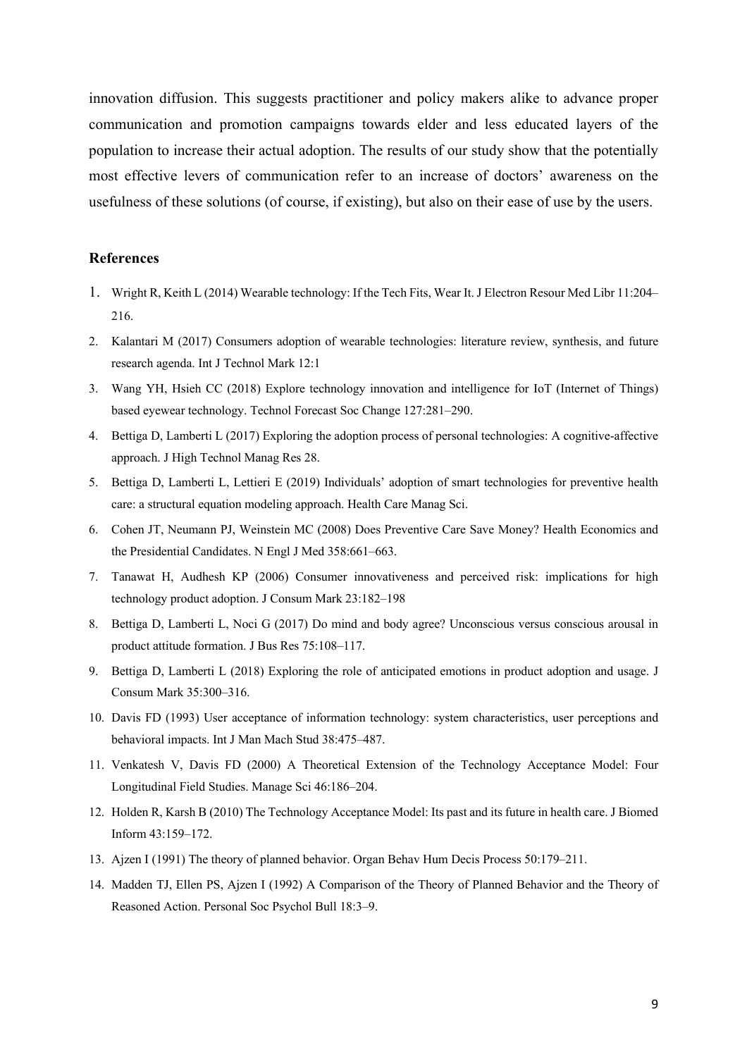innovation diffusion. This suggests practitioner and policy makers alike to advance proper communication and promotion campaigns towards elder and less educated layers of the population to increase their actual adoption. The results of our study show that the potentially most effective levers of communication refer to an increase of doctors' awareness on the usefulness of these solutions (of course, if existing), but also on their ease of use by the users.

## References

1. Wright R, Keith L (2014) Wearable technology: If the Tech Fits, Wear It. J Electron Resour Med Libr 11:204–216.
2. Kalantari M (2017) Consumers adoption of wearable technologies: literature review, synthesis, and future research agenda. Int J Technol Mark 12:1
3. Wang YH, Hsieh CC (2018) Explore technology innovation and intelligence for IoT (Internet of Things) based eyewear technology. Technol Forecast Soc Change 127:281–290.
4. Bettiga D, Lamberti L (2017) Exploring the adoption process of personal technologies: A cognitive-affective approach. J High Technol Manag Res 28.
5. Bettiga D, Lamberti L, Lettieri E (2019) Individuals' adoption of smart technologies for preventive health care: a structural equation modeling approach. Health Care Manag Sci.
6. Cohen JT, Neumann PJ, Weinstein MC (2008) Does Preventive Care Save Money? Health Economics and the Presidential Candidates. N Engl J Med 358:661–663.
7. Tanawat H, Audhesh KP (2006) Consumer innovativeness and perceived risk: implications for high technology product adoption. J Consum Mark 23:182–198
8. Bettiga D, Lamberti L, Noci G (2017) Do mind and body agree? Unconscious versus conscious arousal in product attitude formation. J Bus Res 75:108–117.
9. Bettiga D, Lamberti L (2018) Exploring the role of anticipated emotions in product adoption and usage. J Consum Mark 35:300–316.
10. Davis FD (1993) User acceptance of information technology: system characteristics, user perceptions and behavioral impacts. Int J Man Mach Stud 38:475–487.
11. Venkatesh V, Davis FD (2000) A Theoretical Extension of the Technology Acceptance Model: Four Longitudinal Field Studies. Manage Sci 46:186–204.
12. Holden R, Karsh B (2010) The Technology Acceptance Model: Its past and its future in health care. J Biomed Inform 43:159–172.
13. Ajzen I (1991) The theory of planned behavior. Organ Behav Hum Decis Process 50:179–211.
14. Madden TJ, Ellen PS, Ajzen I (1992) A Comparison of the Theory of Planned Behavior and the Theory of Reasoned Action. Personal Soc Psychol Bull 18:3–9.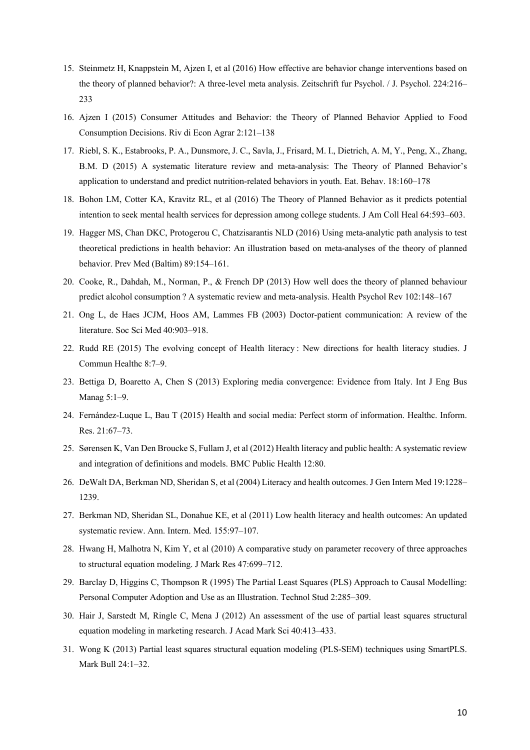15. Steinmetz H, Knappstein M, Ajzen I, et al (2016) How effective are behavior change interventions based on the theory of planned behavior?: A three-level meta analysis. Zeitschrift fur Psychol. / J. Psychol. 224:216–233
16. Ajzen I (2015) Consumer Attitudes and Behavior: the Theory of Planned Behavior Applied to Food Consumption Decisions. Riv di Econ Agrar 2:121–138
17. Riebl, S. K., Estabrooks, P. A., Dunsmore, J. C., Savla, J., Frisard, M. I., Dietrich, A. M, Y., Peng, X., Zhang, B.M. D (2015) A systematic literature review and meta-analysis: The Theory of Planned Behavior's application to understand and predict nutrition-related behaviors in youth. Eat. Behav. 18:160–178
18. Bohon LM, Cotter KA, Kravitz RL, et al (2016) The Theory of Planned Behavior as it predicts potential intention to seek mental health services for depression among college students. J Am Coll Heal 64:593–603.
19. Hagger MS, Chan DKC, Protogerou C, Chatzisarantis NLD (2016) Using meta-analytic path analysis to test theoretical predictions in health behavior: An illustration based on meta-analyses of the theory of planned behavior. Prev Med (Baltim) 89:154–161.
20. Cooke, R., Dahdah, M., Norman, P., & French DP (2013) How well does the theory of planned behaviour predict alcohol consumption ? A systematic review and meta-analysis. Health Psychol Rev 102:148–167
21. Ong L, de Haes JCJM, Hoos AM, Lammes FB (2003) Doctor-patient communication: A review of the literature. Soc Sci Med 40:903–918.
22. Rudd RE (2015) The evolving concept of Health literacy : New directions for health literacy studies. J Commun Healthc 8:7–9.
23. Bettiga D, Boaretto A, Chen S (2013) Exploring media convergence: Evidence from Italy. Int J Eng Bus Manag 5:1–9.
24. Fernández-Luque L, Bau T (2015) Health and social media: Perfect storm of information. Healthc. Inform. Res. 21:67–73.
25. Sørensen K, Van Den Broucke S, Fullam J, et al (2012) Health literacy and public health: A systematic review and integration of definitions and models. BMC Public Health 12:80.
26. DeWalt DA, Berkman ND, Sheridan S, et al (2004) Literacy and health outcomes. J Gen Intern Med 19:1228–1239.
27. Berkman ND, Sheridan SL, Donahue KE, et al (2011) Low health literacy and health outcomes: An updated systematic review. Ann. Intern. Med. 155:97–107.
28. Hwang H, Malhotra N, Kim Y, et al (2010) A comparative study on parameter recovery of three approaches to structural equation modeling. J Mark Res 47:699–712.
29. Barclay D, Higgins C, Thompson R (1995) The Partial Least Squares (PLS) Approach to Causal Modelling: Personal Computer Adoption and Use as an Illustration. Technol Stud 2:285–309.
30. Hair J, Sarstedt M, Ringle C, Mena J (2012) An assessment of the use of partial least squares structural equation modeling in marketing research. J Acad Mark Sci 40:413–433.
31. Wong K (2013) Partial least squares structural equation modeling (PLS-SEM) techniques using SmartPLS. Mark Bull 24:1–32.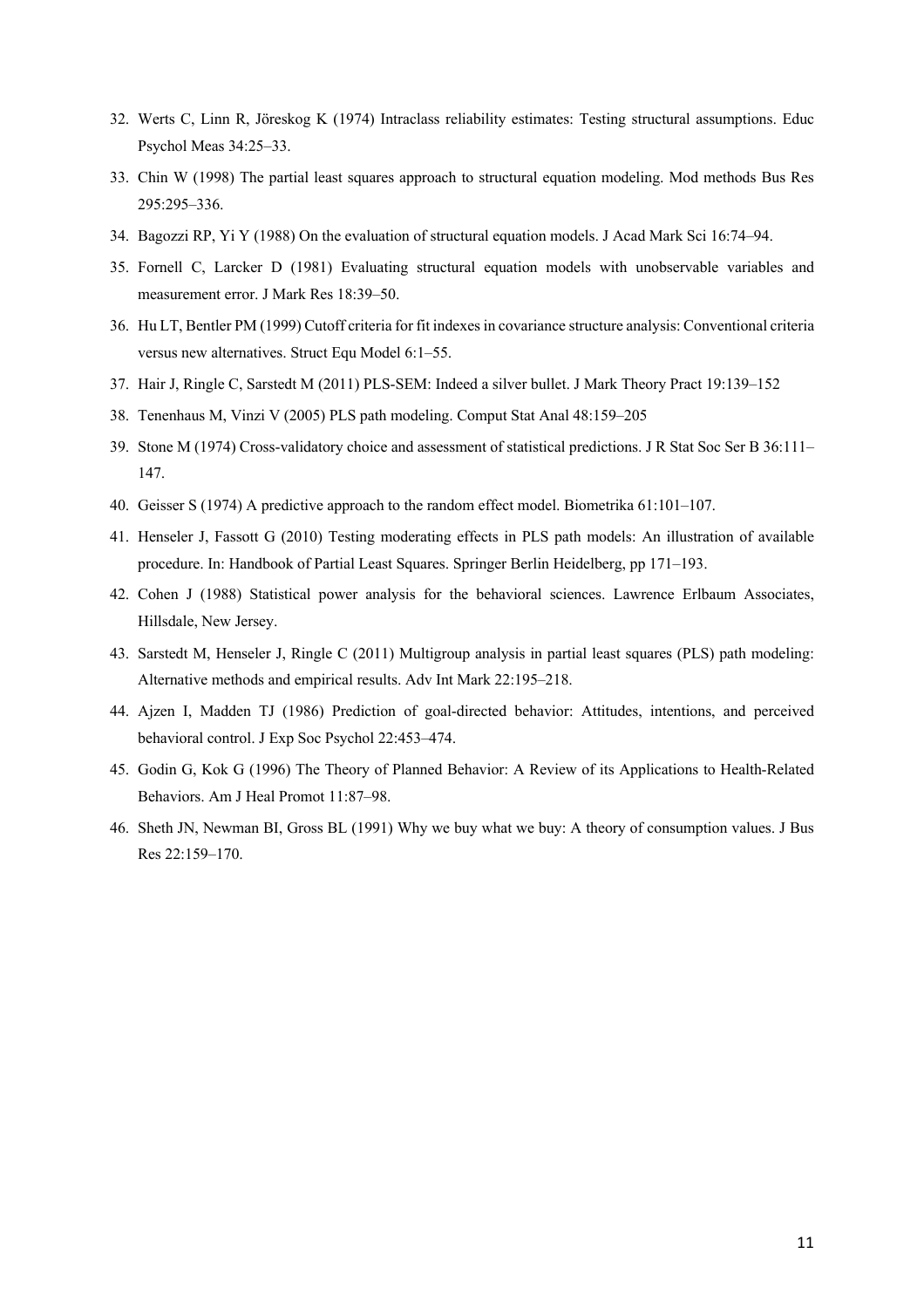32. Werts C, Linn R, Jöreskog K (1974) Intraclass reliability estimates: Testing structural assumptions. Educ Psychol Meas 34:25–33.
33. Chin W (1998) The partial least squares approach to structural equation modeling. Mod methods Bus Res 295:295–336.
34. Bagozzi RP, Yi Y (1988) On the evaluation of structural equation models. J Acad Mark Sci 16:74–94.
35. Fornell C, Larcker D (1981) Evaluating structural equation models with unobservable variables and measurement error. J Mark Res 18:39–50.
36. Hu LT, Bentler PM (1999) Cutoff criteria for fit indexes in covariance structure analysis: Conventional criteria versus new alternatives. Struct Equ Model 6:1–55.
37. Hair J, Ringle C, Sarstedt M (2011) PLS-SEM: Indeed a silver bullet. J Mark Theory Pract 19:139–152
38. Tenenhaus M, Vinzi V (2005) PLS path modeling. Comput Stat Anal 48:159–205
39. Stone M (1974) Cross-validatory choice and assessment of statistical predictions. J R Stat Soc Ser B 36:111–147.
40. Geisser S (1974) A predictive approach to the random effect model. Biometrika 61:101–107.
41. Henseler J, Fassott G (2010) Testing moderating effects in PLS path models: An illustration of available procedure. In: Handbook of Partial Least Squares. Springer Berlin Heidelberg, pp 171–193.
42. Cohen J (1988) Statistical power analysis for the behavioral sciences. Lawrence Erlbaum Associates, Hillsdale, New Jersey.
43. Sarstedt M, Henseler J, Ringle C (2011) Multigroup analysis in partial least squares (PLS) path modeling: Alternative methods and empirical results. Adv Int Mark 22:195–218.
44. Ajzen I, Madden TJ (1986) Prediction of goal-directed behavior: Attitudes, intentions, and perceived behavioral control. J Exp Soc Psychol 22:453–474.
45. Godin G, Kok G (1996) The Theory of Planned Behavior: A Review of its Applications to Health-Related Behaviors. Am J Heal Promot 11:87–98.
46. Sheth JN, Newman BI, Gross BL (1991) Why we buy what we buy: A theory of consumption values. J Bus Res 22:159–170.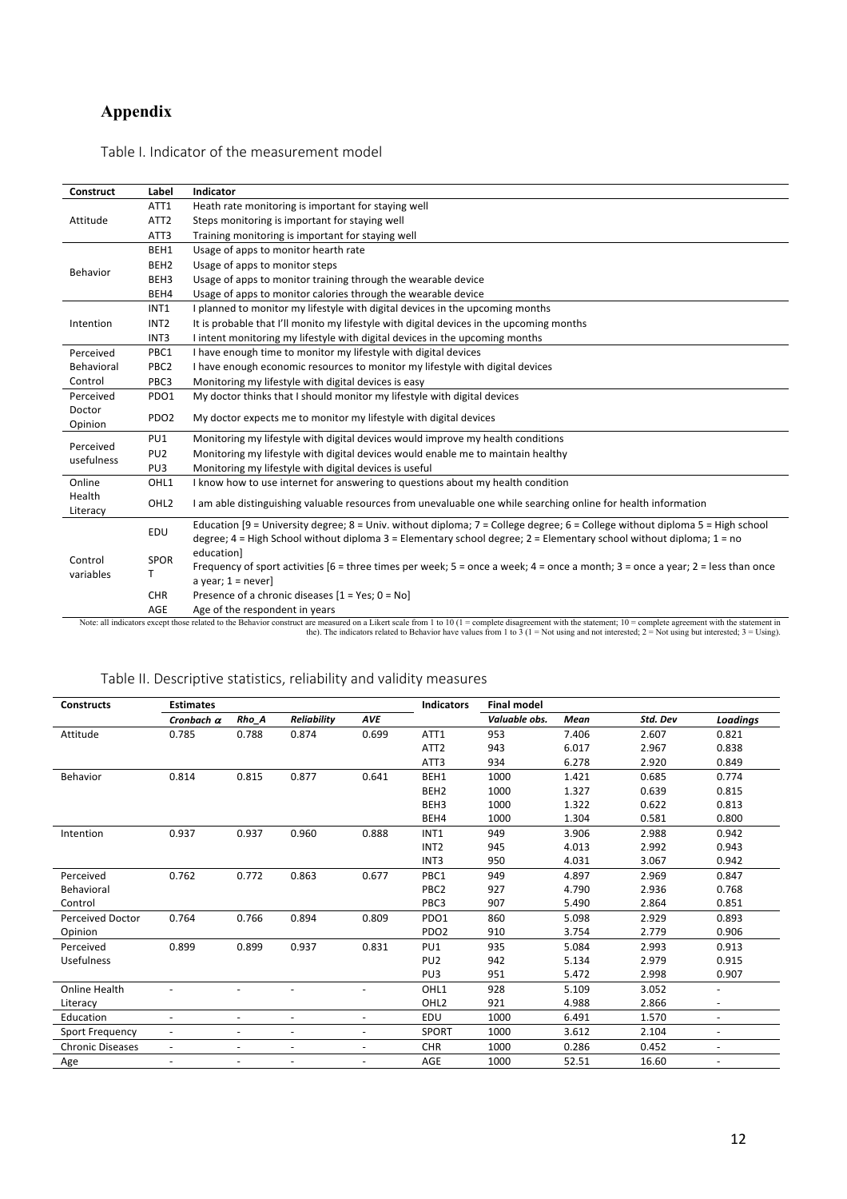# Appendix

Table I. Indicator of the measurement model

| Construct | Label | Indicator |
|---|---|---|
| Attitude | ATT1 | Heath rate monitoring is important for staying well |
| | ATT2 | Steps monitoring is important for staying well |
| | ATT3 | Training monitoring is important for staying well |
| Behavior | BEH1 | Usage of apps to monitor hearth rate |
| | BEH2 | Usage of apps to monitor steps |
| | BEH3 | Usage of apps to monitor training through the wearable device |
| | BEH4 | Usage of apps to monitor calories through the wearable device |
| Intention | INT1 | I planned to monitor my lifestyle with digital devices in the upcoming months |
| | INT2 | It is probable that I'll monito my lifestyle with digital devices in the upcoming months |
| | INT3 | I intent monitoring my lifestyle with digital devices in the upcoming months |
| Perceived Behavioral Control | PBC1 | I have enough time to monitor my lifestyle with digital devices |
| | PBC2 | I have enough economic resources to monitor my lifestyle with digital devices |
| | PBC3 | Monitoring my lifestyle with digital devices is easy |
| Perceived Doctor Opinion | PDO1 | My doctor thinks that I should monitor my lifestyle with digital devices |
| | PDO2 | My doctor expects me to monitor my lifestyle with digital devices |
| Perceived usefulness | PU1 | Monitoring my lifestyle with digital devices would improve my health conditions |
| | PU2 | Monitoring my lifestyle with digital devices would enable me to maintain healthy |
| | PU3 | Monitoring my lifestyle with digital devices is useful |
| Online Health Literacy | OHL1 | I know how to use internet for answering to questions about my health condition |
| | OHL2 | I am able distinguishing valuable resources from unevaluable one while searching online for health information |
| Control variables | EDU | Education [9 = University degree; 8 = Univ. without diploma; 7 = College degree; 6 = College without diploma 5 = High school degree; 4 = High School without diploma 3 = Elementary school degree; 2 = Elementary school without diploma; 1 = no education] |
| | SPORT | Frequency of sport activities [6 = three times per week; 5 = once a week; 4 = once a month; 3 = once a year; 2 = less than once a year; 1 = never] |
| | CHR | Presence of a chronic diseases [1 = Yes; 0 = No] |
| | AGE | Age of the respondent in years |

Note: all indicators except those related to the Behavior construct are measured on a Likert scale from 1 to 10 (1 = complete disagreement with the statement; 10 = complete agreement with the statement in the). The indicators related to Behavior have values from 1 to 3 (1 = Not using and not interested; 2 = Not using but interested; 3 = Using).

Table II. Descriptive statistics, reliability and validity measures

| Constructs | Estimates | | | | Indicators | Final model | | | |
|---|---|---|---|---|---|---|---|---|---|
| | *Cronbach $\alpha$* | *Rho_A* | *Reliability* | *AVE* | | *Valuable obs.* | *Mean* | *Std. Dev* | *Loadings* |
| Attitude | 0.785 | 0.788 | 0.874 | 0.699 | ATT1 | 953 | 7.406 | 2.607 | 0.821 |
| | | | | | ATT2 | 943 | 6.017 | 2.967 | 0.838 |
| | | | | | ATT3 | 934 | 6.278 | 2.920 | 0.849 |
| Behavior | 0.814 | 0.815 | 0.877 | 0.641 | BEH1 | 1000 | 1.421 | 0.685 | 0.774 |
| | | | | | BEH2 | 1000 | 1.327 | 0.639 | 0.815 |
| | | | | | BEH3 | 1000 | 1.322 | 0.622 | 0.813 |
| | | | | | BEH4 | 1000 | 1.304 | 0.581 | 0.800 |
| Intention | 0.937 | 0.937 | 0.960 | 0.888 | INT1 | 949 | 3.906 | 2.988 | 0.942 |
| | | | | | INT2 | 945 | 4.013 | 2.992 | 0.943 |
| | | | | | INT3 | 950 | 4.031 | 3.067 | 0.942 |
| Perceived Behavioral Control | 0.762 | 0.772 | 0.863 | 0.677 | PBC1 | 949 | 4.897 | 2.969 | 0.847 |
| | | | | | PBC2 | 927 | 4.790 | 2.936 | 0.768 |
| | | | | | PBC3 | 907 | 5.490 | 2.864 | 0.851 |
| Perceived Doctor Opinion | 0.764 | 0.766 | 0.894 | 0.809 | PDO1 | 860 | 5.098 | 2.929 | 0.893 |
| | | | | | PDO2 | 910 | 3.754 | 2.779 | 0.906 |
| Perceived Usefulness | 0.899 | 0.899 | 0.937 | 0.831 | PU1 | 935 | 5.084 | 2.993 | 0.913 |
| | | | | | PU2 | 942 | 5.134 | 2.979 | 0.915 |
| | | | | | PU3 | 951 | 5.472 | 2.998 | 0.907 |
| Online Health Literacy | - | - | - | - | OHL1 | 928 | 5.109 | 3.052 | - |
| | | | | | OHL2 | 921 | 4.988 | 2.866 | - |
| Education | - | - | - | - | EDU | 1000 | 6.491 | 1.570 | - |
| Sport Frequency | - | - | - | - | SPORT | 1000 | 3.612 | 2.104 | - |
| Chronic Diseases | - | - | - | - | CHR | 1000 | 0.286 | 0.452 | - |
| Age | - | - | - | - | AGE | 1000 | 52.51 | 16.60 | - |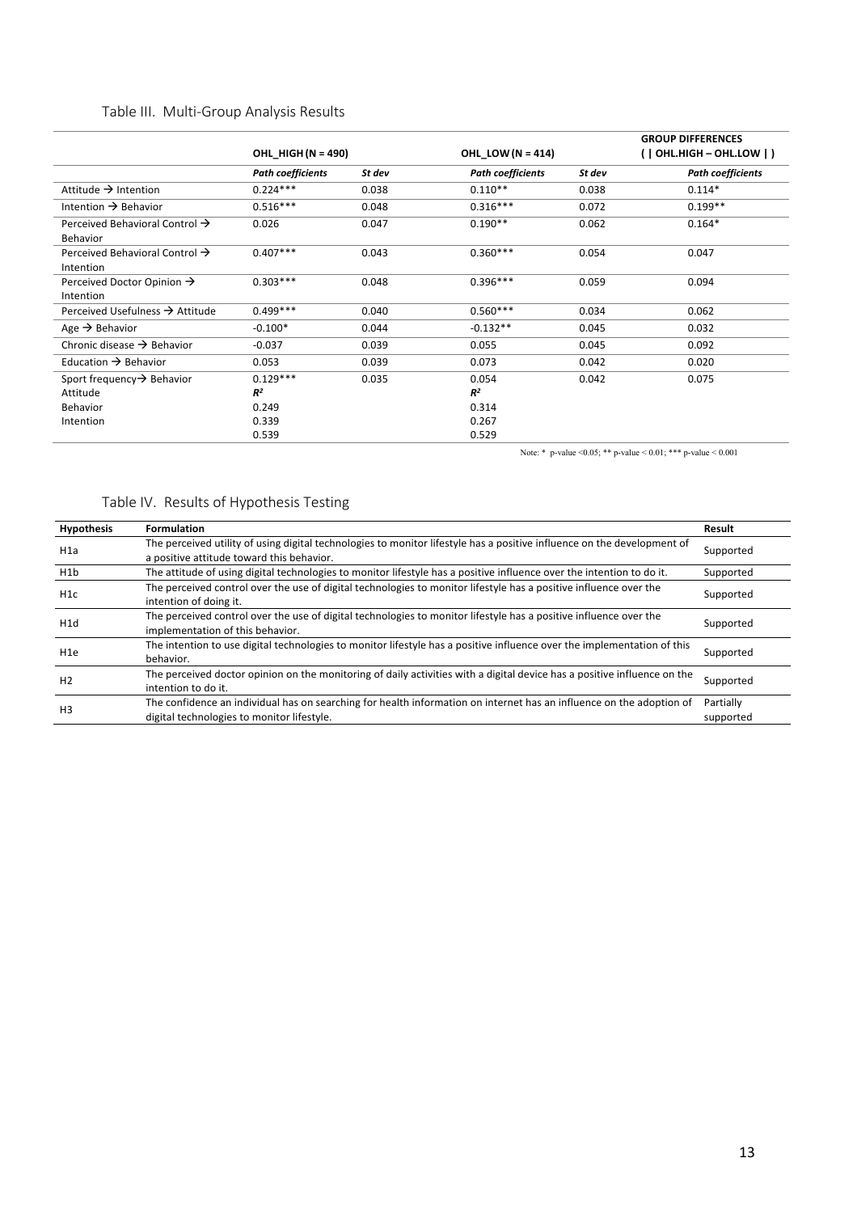## Table III. Multi-Group Analysis Results

| | OHL_HIGH (N = 490) | | OHL_LOW (N = 414) | | GROUP DIFFERENCES ( \| OHL.HIGH – OHL.LOW \| ) |
|---|---|---|---|---|---|
| | *Path coefficients* | *St dev* | *Path coefficients* | *St dev* | *Path coefficients* |
| Attitude → Intention | 0.224*** | 0.038 | 0.110** | 0.038 | 0.114* |
| Intention → Behavior | 0.516*** | 0.048 | 0.316*** | 0.072 | 0.199** |
| Perceived Behavioral Control → Behavior | 0.026 | 0.047 | 0.190** | 0.062 | 0.164* |
| Perceived Behavioral Control → Intention | 0.407*** | 0.043 | 0.360*** | 0.054 | 0.047 |
| Perceived Doctor Opinion → Intention | 0.303*** | 0.048 | 0.396*** | 0.059 | 0.094 |
| Perceived Usefulness → Attitude | 0.499*** | 0.040 | 0.560*** | 0.034 | 0.062 |
| Age → Behavior | -0.100* | 0.044 | -0.132** | 0.045 | 0.032 |
| Chronic disease → Behavior | -0.037 | 0.039 | 0.055 | 0.045 | 0.092 |
| Education → Behavior | 0.053 | 0.039 | 0.073 | 0.042 | 0.020 |
| Sport frequency→ Behavior | 0.129*** | 0.035 | 0.054 | 0.042 | 0.075 |
| | ***$R^2$*** | | ***$R^2$*** | | |
| Attitude | 0.249 | | 0.314 | | |
| Behavior | 0.339 | | 0.267 | | |
| Intention | 0.539 | | 0.529 | | |

Note: * p-value <0.05; ** p-value < 0.01; *** p-value < 0.001

## Table IV. Results of Hypothesis Testing

| Hypothesis | Formulation | Result |
|---|---|---|
| H1a | The perceived utility of using digital technologies to monitor lifestyle has a positive influence on the development of a positive attitude toward this behavior. | Supported |
| H1b | The attitude of using digital technologies to monitor lifestyle has a positive influence over the intention to do it. | Supported |
| H1c | The perceived control over the use of digital technologies to monitor lifestyle has a positive influence over the intention of doing it. | Supported |
| H1d | The perceived control over the use of digital technologies to monitor lifestyle has a positive influence over the implementation of this behavior. | Supported |
| H1e | The intention to use digital technologies to monitor lifestyle has a positive influence over the implementation of this behavior. | Supported |
| H2 | The perceived doctor opinion on the monitoring of daily activities with a digital device has a positive influence on the intention to do it. | Supported |
| H3 | The confidence an individual has on searching for health information on internet has an influence on the adoption of digital technologies to monitor lifestyle. | Partially supported |